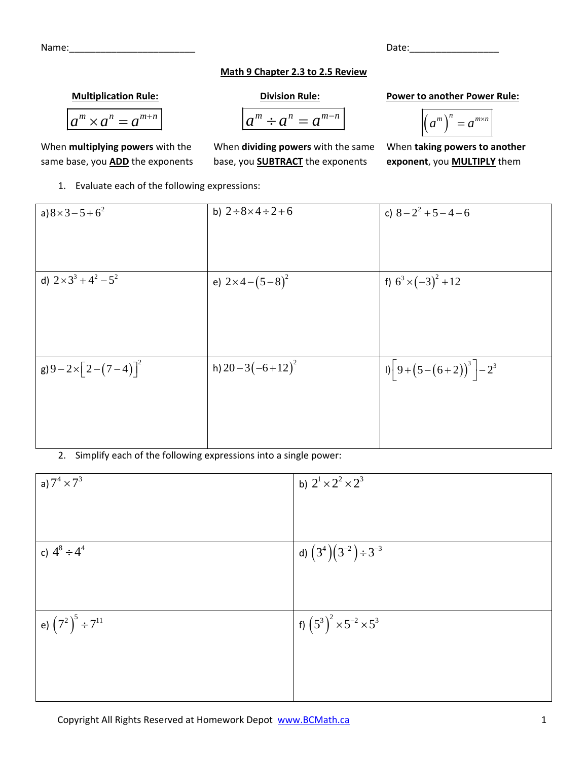Name:_________________________ Date:_________________

## Math 9 Chapter 2.3 to 2.5 Review

| **Multiplication Rule:** | **Division Rule:** | **Power to another Power Rule:** |
|---|---|---|
| $a^m \times a^n = a^{m+n}$ | $a^m \div a^n = a^{m-n}$ | $\left(a^m\right)^n = a^{m \times n}$ |
| When **multiplying powers** with the same base, you **ADD** the exponents | When **dividing powers** with the same base, you **SUBTRACT** the exponents | When **taking powers to another exponent**, you **MULTIPLY** them |

1. Evaluate each of the following expressions:

| | | |
|---|---|---|
| a) $8 \times 3 - 5 + 6^2$ | b) $2 \div 8 \times 4 \div 2 + 6$ | c) $8 - 2^2 + 5 - 4 - 6$ |
| d) $2 \times 3^3 + 4^2 - 5^2$ | e) $2 \times 4 - (5 - 8)^2$ | f) $6^3 \times (-3)^2 + 12$ |
| g) $9 - 2 \times \left[2 - (7 - 4)\right]^2$ | h) $20 - 3(-6 + 12)^2$ | I) $\left[9 + \left(5 - (6 + 2)\right)^3\right] - 2^3$ |

2. Simplify each of the following expressions into a single power:

| | |
|---|---|
| a) $7^4 \times 7^3$ | b) $2^1 \times 2^2 \times 2^3$ |
| c) $4^8 \div 4^4$ | d) $\left(3^4\right)\left(3^{-2}\right) \div 3^{-3}$ |
| e) $\left(7^2\right)^5 \div 7^{11}$ | f) $\left(5^3\right)^2 \times 5^{-2} \times 5^3$ |

Copyright All Rights Reserved at Homework Depot www.BCMath.ca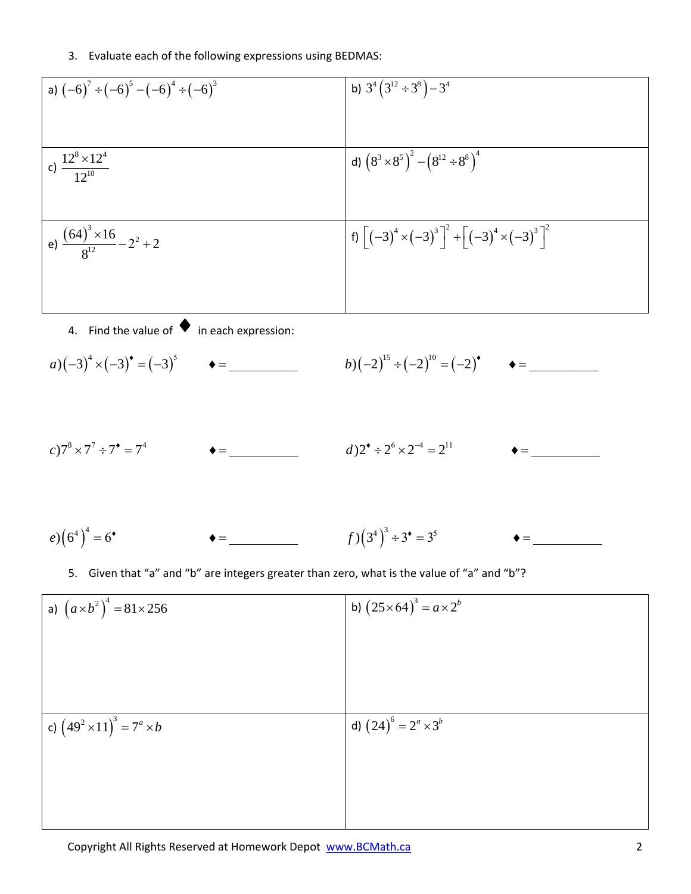3. Evaluate each of the following expressions using BEDMAS:

| | |
|---|---|
| a) $(-6)^7 \div (-6)^5 - (-6)^4 \div (-6)^3$ | b) $3^4\left(3^{12} \div 3^8\right) - 3^4$ |
| c) $\dfrac{12^8 \times 12^4}{12^{10}}$ | d) $\left(8^3 \times 8^5\right)^2 - \left(8^{12} \div 8^8\right)^4$ |
| e) $\dfrac{(64)^3 \times 16}{8^{12}} - 2^2 + 2$ | f) $\left[(-3)^4 \times (-3)^3\right]^2 + \left[(-3)^4 \times (-3)^3\right]^2$ |

4. Find the value of ♦ in each expression:

$a)(-3)^4 \times (-3)^{\blacklozenge} = (-3)^5$ ♦ = __________

$b)(-2)^{15} \div (-2)^{10} = (-2)^{\blacklozenge}$ ♦ = __________

$c)7^8 \times 7^7 \div 7^{\blacklozenge} = 7^4$ ♦ = __________

$d)2^{\blacklozenge} \div 2^6 \times 2^{-4} = 2^{11}$ ♦ = __________

$e)\left(6^4\right)^4 = 6^{\blacklozenge}$ ♦ = __________

$f)\left(3^4\right)^3 \div 3^{\blacklozenge} = 3^5$ ♦ = __________

5. Given that "a" and "b" are integers greater than zero, what is the value of "a" and "b"?

| | |
|---|---|
| a) $\left(a \times b^2\right)^4 = 81 \times 256$ | b) $(25 \times 64)^3 = a \times 2^b$ |
| c) $\left(49^2 \times 11\right)^3 = 7^a \times b$ | d) $(24)^6 = 2^a \times 3^b$ |

Copyright All Rights Reserved at Homework Depot www.BCMath.ca